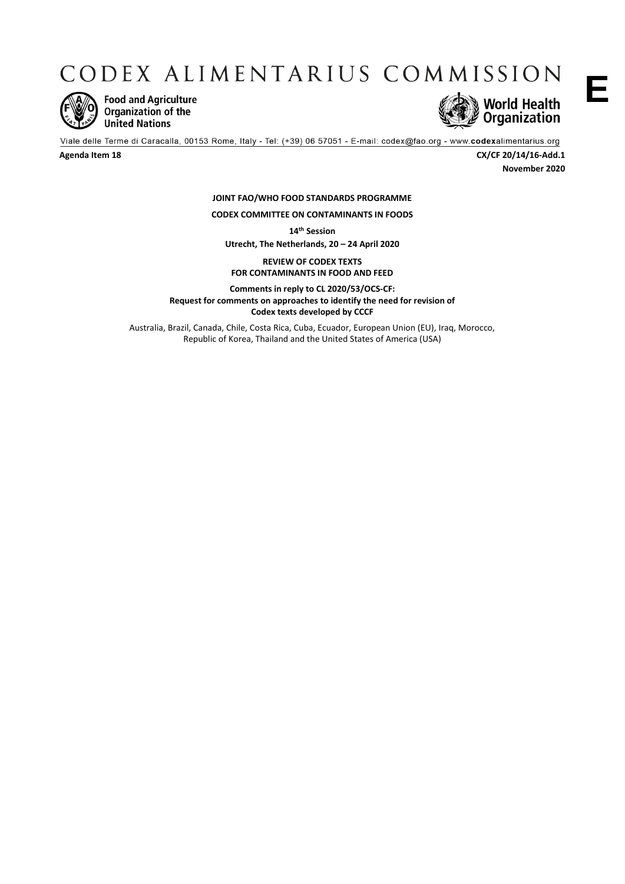# CODEX ALIMENTARIUS COMMISSION

**E**

Food and Agriculture Organization of the United Nations

World Health Organization

Viale delle Terme di Caracalla, 00153 Rome, Italy - Tel: (+39) 06 57051 - E-mail: codex@fao.org - www.codexalimentarius.org

**Agenda Item 18** **CX/CF 20/14/16-Add.1**

**November 2020**

**JOINT FAO/WHO FOOD STANDARDS PROGRAMME**

**CODEX COMMITTEE ON CONTAMINANTS IN FOODS**

**14th Session**

**Utrecht, The Netherlands, 20 – 24 April 2020**

**REVIEW OF CODEX TEXTS**
**FOR CONTAMINANTS IN FOOD AND FEED**

**Comments in reply to CL 2020/53/OCS-CF:**
**Request for comments on approaches to identify the need for revision of**
**Codex texts developed by CCCF**

Australia, Brazil, Canada, Chile, Costa Rica, Cuba, Ecuador, European Union (EU), Iraq, Morocco, Republic of Korea, Thailand and the United States of America (USA)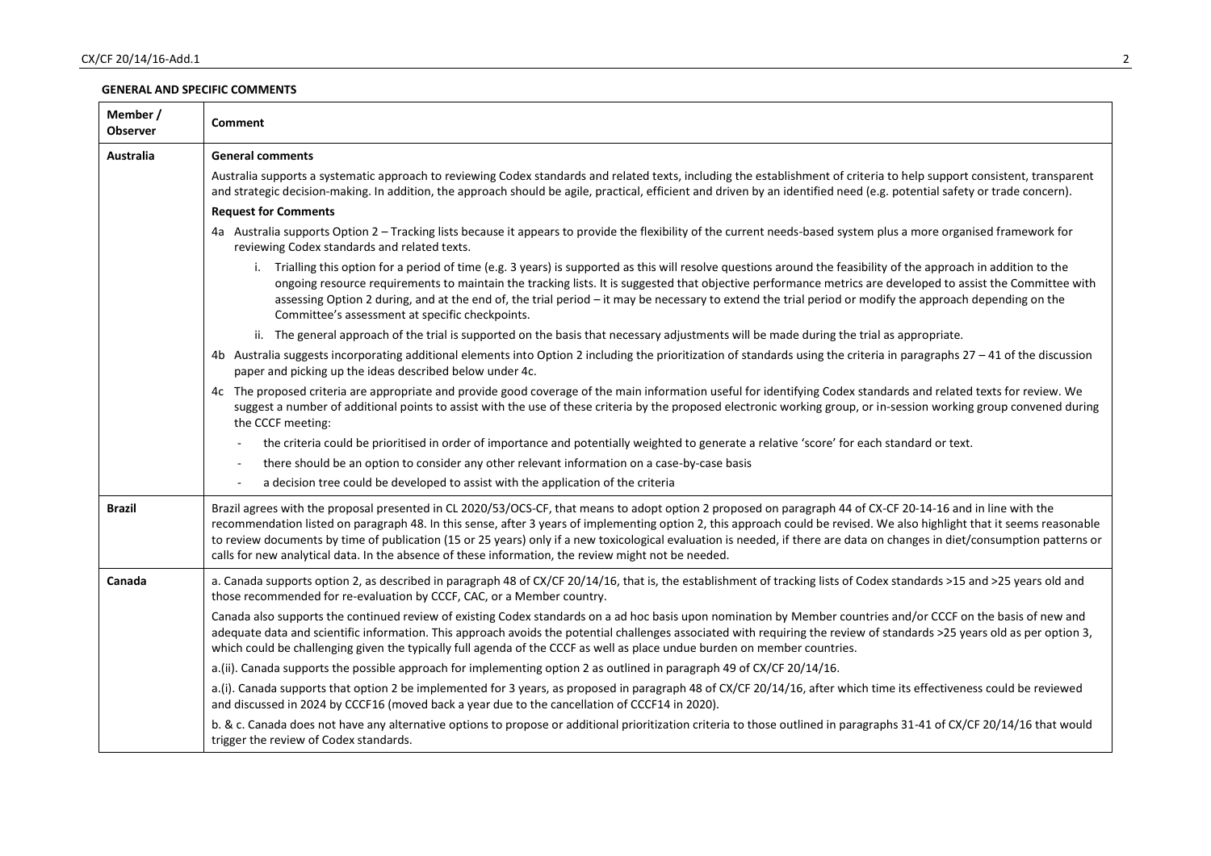**GENERAL AND SPECIFIC COMMENTS**

| Member / Observer | Comment |
|---|---|
| **Australia** | **General comments**<br><br>Australia supports a systematic approach to reviewing Codex standards and related texts, including the establishment of criteria to help support consistent, transparent and strategic decision-making. In addition, the approach should be agile, practical, efficient and driven by an identified need (e.g. potential safety or trade concern).<br><br>**Request for Comments**<br><br>4a Australia supports Option 2 – Tracking lists because it appears to provide the flexibility of the current needs-based system plus a more organised framework for reviewing Codex standards and related texts.<br><br>i. Trialling this option for a period of time (e.g. 3 years) is supported as this will resolve questions around the feasibility of the approach in addition to the ongoing resource requirements to maintain the tracking lists. It is suggested that objective performance metrics are developed to assist the Committee with assessing Option 2 during, and at the end of, the trial period – it may be necessary to extend the trial period or modify the approach depending on the Committee's assessment at specific checkpoints.<br><br>ii. The general approach of the trial is supported on the basis that necessary adjustments will be made during the trial as appropriate.<br><br>4b Australia suggests incorporating additional elements into Option 2 including the prioritization of standards using the criteria in paragraphs 27 – 41 of the discussion paper and picking up the ideas described below under 4c.<br><br>4c The proposed criteria are appropriate and provide good coverage of the main information useful for identifying Codex standards and related texts for review. We suggest a number of additional points to assist with the use of these criteria by the proposed electronic working group, or in-session working group convened during the CCCF meeting:<br><br>- the criteria could be prioritised in order of importance and potentially weighted to generate a relative 'score' for each standard or text.<br>- there should be an option to consider any other relevant information on a case-by-case basis<br>- a decision tree could be developed to assist with the application of the criteria |
| **Brazil** | Brazil agrees with the proposal presented in CL 2020/53/OCS-CF, that means to adopt option 2 proposed on paragraph 44 of CX-CF 20-14-16 and in line with the recommendation listed on paragraph 48. In this sense, after 3 years of implementing option 2, this approach could be revised. We also highlight that it seems reasonable to review documents by time of publication (15 or 25 years) only if a new toxicological evaluation is needed, if there are data on changes in diet/consumption patterns or calls for new analytical data. In the absence of these information, the review might not be needed. |
| **Canada** | a. Canada supports option 2, as described in paragraph 48 of CX/CF 20/14/16, that is, the establishment of tracking lists of Codex standards >15 and >25 years old and those recommended for re-evaluation by CCCF, CAC, or a Member country.<br><br>Canada also supports the continued review of existing Codex standards on a ad hoc basis upon nomination by Member countries and/or CCCF on the basis of new and adequate data and scientific information. This approach avoids the potential challenges associated with requiring the review of standards >25 years old as per option 3, which could be challenging given the typically full agenda of the CCCF as well as place undue burden on member countries.<br><br>a.(ii). Canada supports the possible approach for implementing option 2 as outlined in paragraph 49 of CX/CF 20/14/16.<br><br>a.(i). Canada supports that option 2 be implemented for 3 years, as proposed in paragraph 48 of CX/CF 20/14/16, after which time its effectiveness could be reviewed and discussed in 2024 by CCCF16 (moved back a year due to the cancellation of CCCF14 in 2020).<br><br>b. & c. Canada does not have any alternative options to propose or additional prioritization criteria to those outlined in paragraphs 31-41 of CX/CF 20/14/16 that would trigger the review of Codex standards. |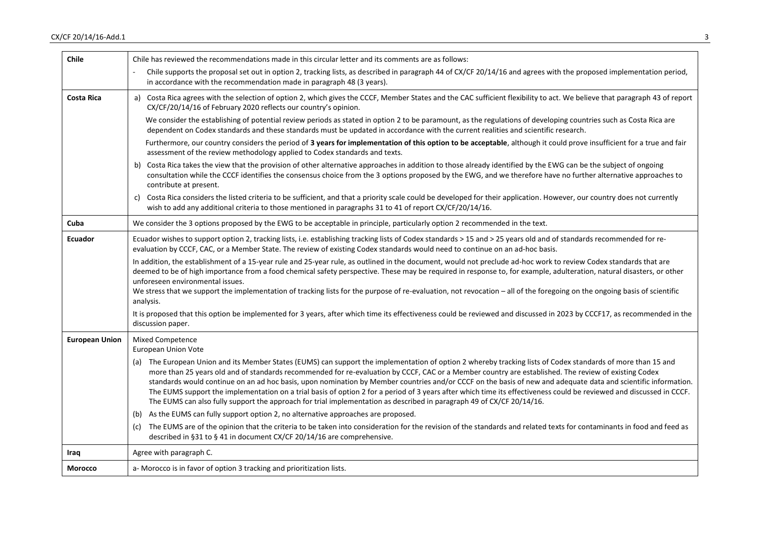| | |
|---|---|
| **Chile** | Chile has reviewed the recommendations made in this circular letter and its comments are as follows:<br>- Chile supports the proposal set out in option 2, tracking lists, as described in paragraph 44 of CX/CF 20/14/16 and agrees with the proposed implementation period, in accordance with the recommendation made in paragraph 48 (3 years). |
| **Costa Rica** | a) Costa Rica agrees with the selection of option 2, which gives the CCCF, Member States and the CAC sufficient flexibility to act. We believe that paragraph 43 of report CX/CF/20/14/16 of February 2020 reflects our country's opinion.<br>We consider the establishing of potential review periods as stated in option 2 to be paramount, as the regulations of developing countries such as Costa Rica are dependent on Codex standards and these standards must be updated in accordance with the current realities and scientific research.<br>Furthermore, our country considers the period of **3 years for implementation of this option to be acceptable**, although it could prove insufficient for a true and fair assessment of the review methodology applied to Codex standards and texts.<br>b) Costa Rica takes the view that the provision of other alternative approaches in addition to those already identified by the EWG can be the subject of ongoing consultation while the CCCF identifies the consensus choice from the 3 options proposed by the EWG, and we therefore have no further alternative approaches to contribute at present.<br>c) Costa Rica considers the listed criteria to be sufficient, and that a priority scale could be developed for their application. However, our country does not currently wish to add any additional criteria to those mentioned in paragraphs 31 to 41 of report CX/CF/20/14/16. |
| **Cuba** | We consider the 3 options proposed by the EWG to be acceptable in principle, particularly option 2 recommended in the text. |
| **Ecuador** | Ecuador wishes to support option 2, tracking lists, i.e. establishing tracking lists of Codex standards > 15 and > 25 years old and of standards recommended for re-evaluation by CCCF, CAC, or a Member State. The review of existing Codex standards would need to continue on an ad-hoc basis.<br>In addition, the establishment of a 15-year rule and 25-year rule, as outlined in the document, would not preclude ad-hoc work to review Codex standards that are deemed to be of high importance from a food chemical safety perspective. These may be required in response to, for example, adulteration, natural disasters, or other unforeseen environmental issues.<br>We stress that we support the implementation of tracking lists for the purpose of re-evaluation, not revocation – all of the foregoing on the ongoing basis of scientific analysis.<br>It is proposed that this option be implemented for 3 years, after which time its effectiveness could be reviewed and discussed in 2023 by CCCF17, as recommended in the discussion paper. |
| **European Union** | Mixed Competence<br>European Union Vote<br>(a) The European Union and its Member States (EUMS) can support the implementation of option 2 whereby tracking lists of Codex standards of more than 15 and more than 25 years old and of standards recommended for re-evaluation by CCCF, CAC or a Member country are established. The review of existing Codex standards would continue on an ad hoc basis, upon nomination by Member countries and/or CCCF on the basis of new and adequate data and scientific information. The EUMS support the implementation on a trial basis of option 2 for a period of 3 years after which time its effectiveness could be reviewed and discussed in CCCF. The EUMS can also fully support the approach for trial implementation as described in paragraph 49 of CX/CF 20/14/16.<br>(b) As the EUMS can fully support option 2, no alternative approaches are proposed.<br>(c) The EUMS are of the opinion that the criteria to be taken into consideration for the revision of the standards and related texts for contaminants in food and feed as described in §31 to § 41 in document CX/CF 20/14/16 are comprehensive. |
| **Iraq** | Agree with paragraph C. |
| **Morocco** | a- Morocco is in favor of option 3 tracking and prioritization lists. |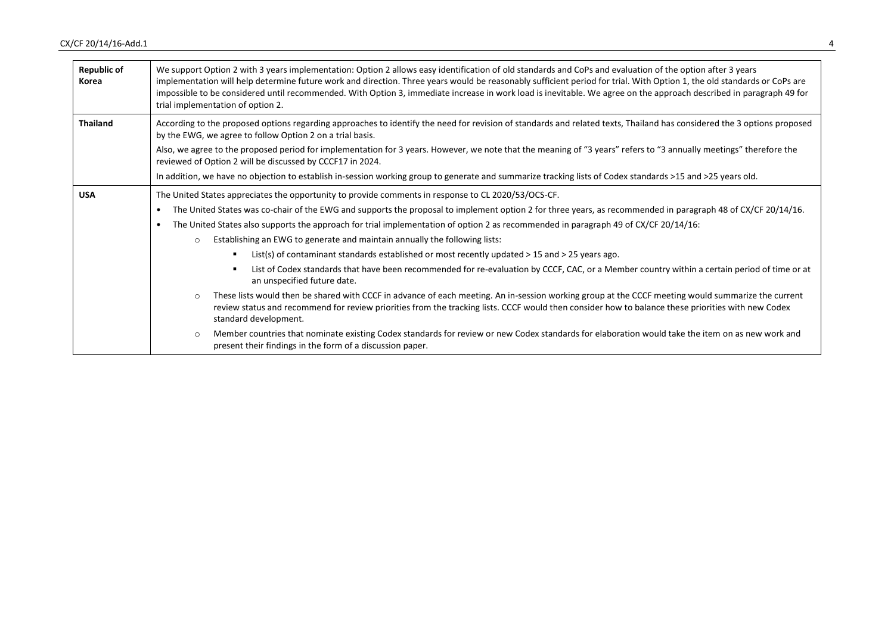| | |
|---|---|
| **Republic of Korea** | We support Option 2 with 3 years implementation: Option 2 allows easy identification of old standards and CoPs and evaluation of the option after 3 years implementation will help determine future work and direction. Three years would be reasonably sufficient period for trial. With Option 1, the old standards or CoPs are impossible to be considered until recommended. With Option 3, immediate increase in work load is inevitable. We agree on the approach described in paragraph 49 for trial implementation of option 2. |
| **Thailand** | According to the proposed options regarding approaches to identify the need for revision of standards and related texts, Thailand has considered the 3 options proposed by the EWG, we agree to follow Option 2 on a trial basis.<br><br>Also, we agree to the proposed period for implementation for 3 years. However, we note that the meaning of "3 years" refers to "3 annually meetings" therefore the reviewed of Option 2 will be discussed by CCCF17 in 2024.<br><br>In addition, we have no objection to establish in-session working group to generate and summarize tracking lists of Codex standards >15 and >25 years old. |
| **USA** | The United States appreciates the opportunity to provide comments in response to CL 2020/53/OCS-CF.<br><br>• The United States was co-chair of the EWG and supports the proposal to implement option 2 for three years, as recommended in paragraph 48 of CX/CF 20/14/16.<br>• The United States also supports the approach for trial implementation of option 2 as recommended in paragraph 49 of CX/CF 20/14/16:<br>&nbsp;&nbsp;&nbsp;&nbsp;○ Establishing an EWG to generate and maintain annually the following lists:<br>&nbsp;&nbsp;&nbsp;&nbsp;&nbsp;&nbsp;&nbsp;&nbsp;▪ List(s) of contaminant standards established or most recently updated > 15 and > 25 years ago.<br>&nbsp;&nbsp;&nbsp;&nbsp;&nbsp;&nbsp;&nbsp;&nbsp;▪ List of Codex standards that have been recommended for re-evaluation by CCCF, CAC, or a Member country within a certain period of time or at an unspecified future date.<br>&nbsp;&nbsp;&nbsp;&nbsp;○ These lists would then be shared with CCCF in advance of each meeting. An in-session working group at the CCCF meeting would summarize the current review status and recommend for review priorities from the tracking lists. CCCF would then consider how to balance these priorities with new Codex standard development.<br>&nbsp;&nbsp;&nbsp;&nbsp;○ Member countries that nominate existing Codex standards for review or new Codex standards for elaboration would take the item on as new work and present their findings in the form of a discussion paper. |